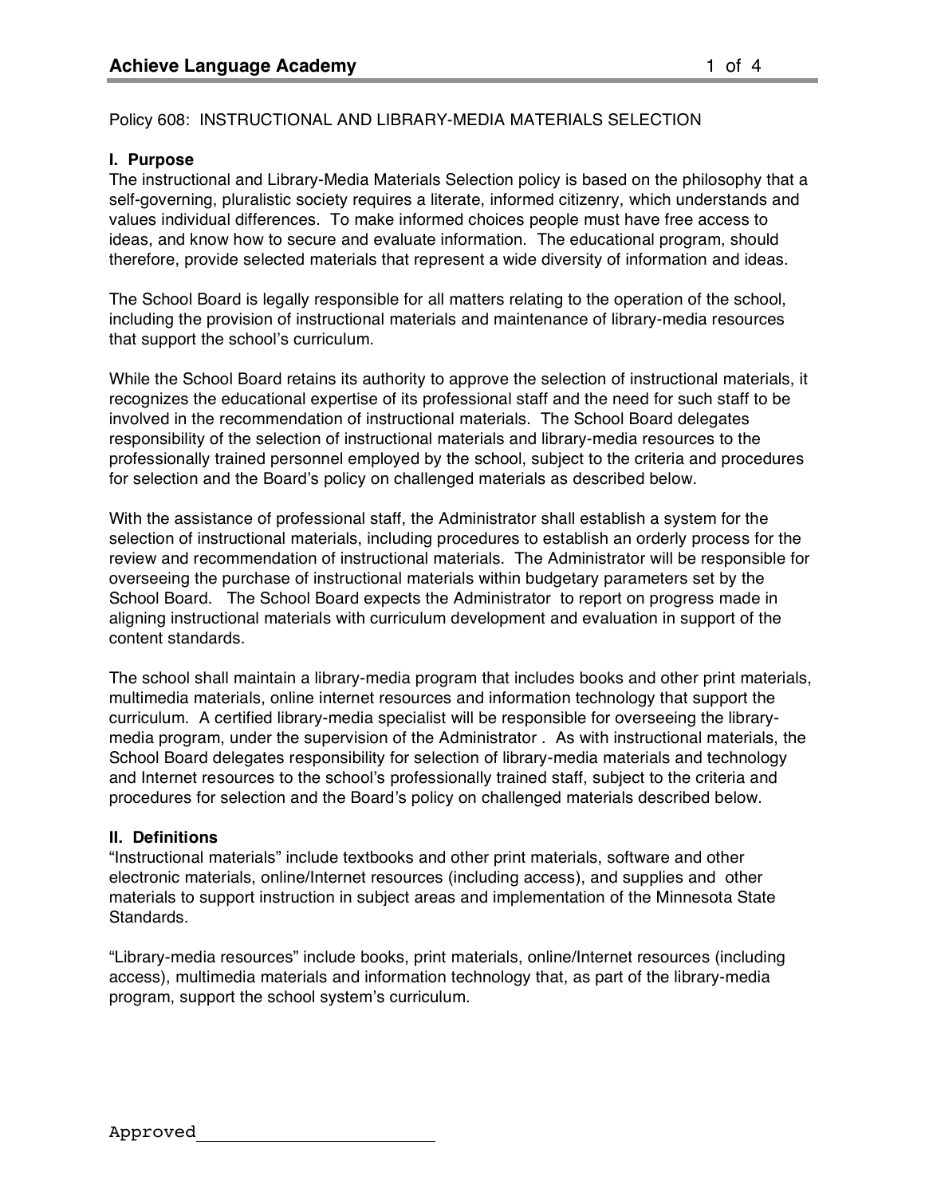Policy 608: INSTRUCTIONAL AND LIBRARY-MEDIA MATERIALS SELECTION

## I. Purpose

The instructional and Library-Media Materials Selection policy is based on the philosophy that a self-governing, pluralistic society requires a literate, informed citizenry, which understands and values individual differences. To make informed choices people must have free access to ideas, and know how to secure and evaluate information. The educational program, should therefore, provide selected materials that represent a wide diversity of information and ideas.

The School Board is legally responsible for all matters relating to the operation of the school, including the provision of instructional materials and maintenance of library-media resources that support the school's curriculum.

While the School Board retains its authority to approve the selection of instructional materials, it recognizes the educational expertise of its professional staff and the need for such staff to be involved in the recommendation of instructional materials. The School Board delegates responsibility of the selection of instructional materials and library-media resources to the professionally trained personnel employed by the school, subject to the criteria and procedures for selection and the Board's policy on challenged materials as described below.

With the assistance of professional staff, the Administrator shall establish a system for the selection of instructional materials, including procedures to establish an orderly process for the review and recommendation of instructional materials. The Administrator will be responsible for overseeing the purchase of instructional materials within budgetary parameters set by the School Board. The School Board expects the Administrator to report on progress made in aligning instructional materials with curriculum development and evaluation in support of the content standards.

The school shall maintain a library-media program that includes books and other print materials, multimedia materials, online internet resources and information technology that support the curriculum. A certified library-media specialist will be responsible for overseeing the library-media program, under the supervision of the Administrator . As with instructional materials, the School Board delegates responsibility for selection of library-media materials and technology and Internet resources to the school's professionally trained staff, subject to the criteria and procedures for selection and the Board's policy on challenged materials described below.

## II. Definitions

"Instructional materials" include textbooks and other print materials, software and other electronic materials, online/Internet resources (including access), and supplies and other materials to support instruction in subject areas and implementation of the Minnesota State Standards.

"Library-media resources" include books, print materials, online/Internet resources (including access), multimedia materials and information technology that, as part of the library-media program, support the school system's curriculum.

Approved\_\_\_\_\_\_\_\_\_\_\_\_\_\_\_\_\_\_\_\_\_\_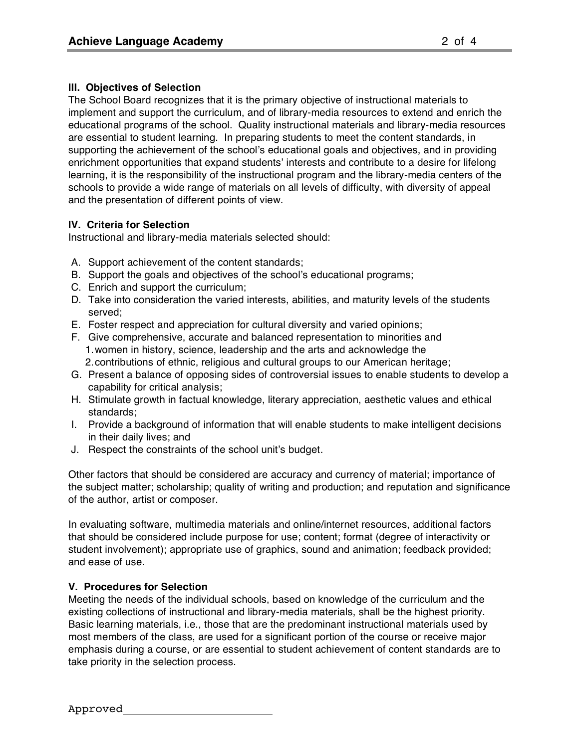### III. Objectives of Selection

The School Board recognizes that it is the primary objective of instructional materials to implement and support the curriculum, and of library-media resources to extend and enrich the educational programs of the school. Quality instructional materials and library-media resources are essential to student learning. In preparing students to meet the content standards, in supporting the achievement of the school's educational goals and objectives, and in providing enrichment opportunities that expand students' interests and contribute to a desire for lifelong learning, it is the responsibility of the instructional program and the library-media centers of the schools to provide a wide range of materials on all levels of difficulty, with diversity of appeal and the presentation of different points of view.

### IV. Criteria for Selection

Instructional and library-media materials selected should:

A. Support achievement of the content standards;
B. Support the goals and objectives of the school's educational programs;
C. Enrich and support the curriculum;
D. Take into consideration the varied interests, abilities, and maturity levels of the students served;
E. Foster respect and appreciation for cultural diversity and varied opinions;
F. Give comprehensive, accurate and balanced representation to minorities and
   1. women in history, science, leadership and the arts and acknowledge the
   2. contributions of ethnic, religious and cultural groups to our American heritage;
G. Present a balance of opposing sides of controversial issues to enable students to develop a capability for critical analysis;
H. Stimulate growth in factual knowledge, literary appreciation, aesthetic values and ethical standards;
I. Provide a background of information that will enable students to make intelligent decisions in their daily lives; and
J. Respect the constraints of the school unit's budget.

Other factors that should be considered are accuracy and currency of material; importance of the subject matter; scholarship; quality of writing and production; and reputation and significance of the author, artist or composer.

In evaluating software, multimedia materials and online/internet resources, additional factors that should be considered include purpose for use; content; format (degree of interactivity or student involvement); appropriate use of graphics, sound and animation; feedback provided; and ease of use.

### V. Procedures for Selection

Meeting the needs of the individual schools, based on knowledge of the curriculum and the existing collections of instructional and library-media materials, shall be the highest priority. Basic learning materials, i.e., those that are the predominant instructional materials used by most members of the class, are used for a significant portion of the course or receive major emphasis during a course, or are essential to student achievement of content standards are to take priority in the selection process.

Approved________________________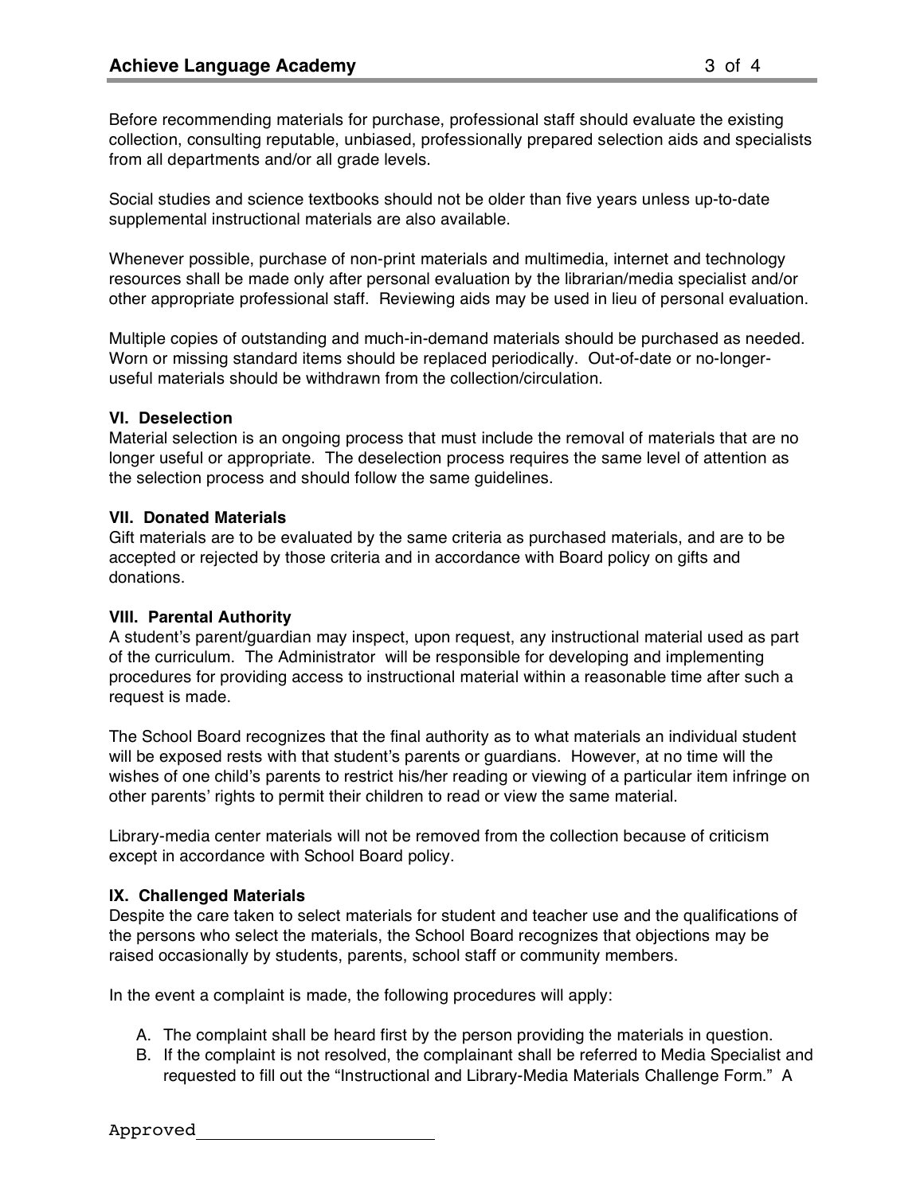Before recommending materials for purchase, professional staff should evaluate the existing collection, consulting reputable, unbiased, professionally prepared selection aids and specialists from all departments and/or all grade levels.

Social studies and science textbooks should not be older than five years unless up-to-date supplemental instructional materials are also available.

Whenever possible, purchase of non-print materials and multimedia, internet and technology resources shall be made only after personal evaluation by the librarian/media specialist and/or other appropriate professional staff. Reviewing aids may be used in lieu of personal evaluation.

Multiple copies of outstanding and much-in-demand materials should be purchased as needed. Worn or missing standard items should be replaced periodically. Out-of-date or no-longer-useful materials should be withdrawn from the collection/circulation.

### VI. Deselection

Material selection is an ongoing process that must include the removal of materials that are no longer useful or appropriate. The deselection process requires the same level of attention as the selection process and should follow the same guidelines.

### VII. Donated Materials

Gift materials are to be evaluated by the same criteria as purchased materials, and are to be accepted or rejected by those criteria and in accordance with Board policy on gifts and donations.

### VIII. Parental Authority

A student's parent/guardian may inspect, upon request, any instructional material used as part of the curriculum. The Administrator will be responsible for developing and implementing procedures for providing access to instructional material within a reasonable time after such a request is made.

The School Board recognizes that the final authority as to what materials an individual student will be exposed rests with that student's parents or guardians. However, at no time will the wishes of one child's parents to restrict his/her reading or viewing of a particular item infringe on other parents' rights to permit their children to read or view the same material.

Library-media center materials will not be removed from the collection because of criticism except in accordance with School Board policy.

### IX. Challenged Materials

Despite the care taken to select materials for student and teacher use and the qualifications of the persons who select the materials, the School Board recognizes that objections may be raised occasionally by students, parents, school staff or community members.

In the event a complaint is made, the following procedures will apply:

A. The complaint shall be heard first by the person providing the materials in question.
B. If the complaint is not resolved, the complainant shall be referred to Media Specialist and requested to fill out the "Instructional and Library-Media Materials Challenge Form." A

Approved________________________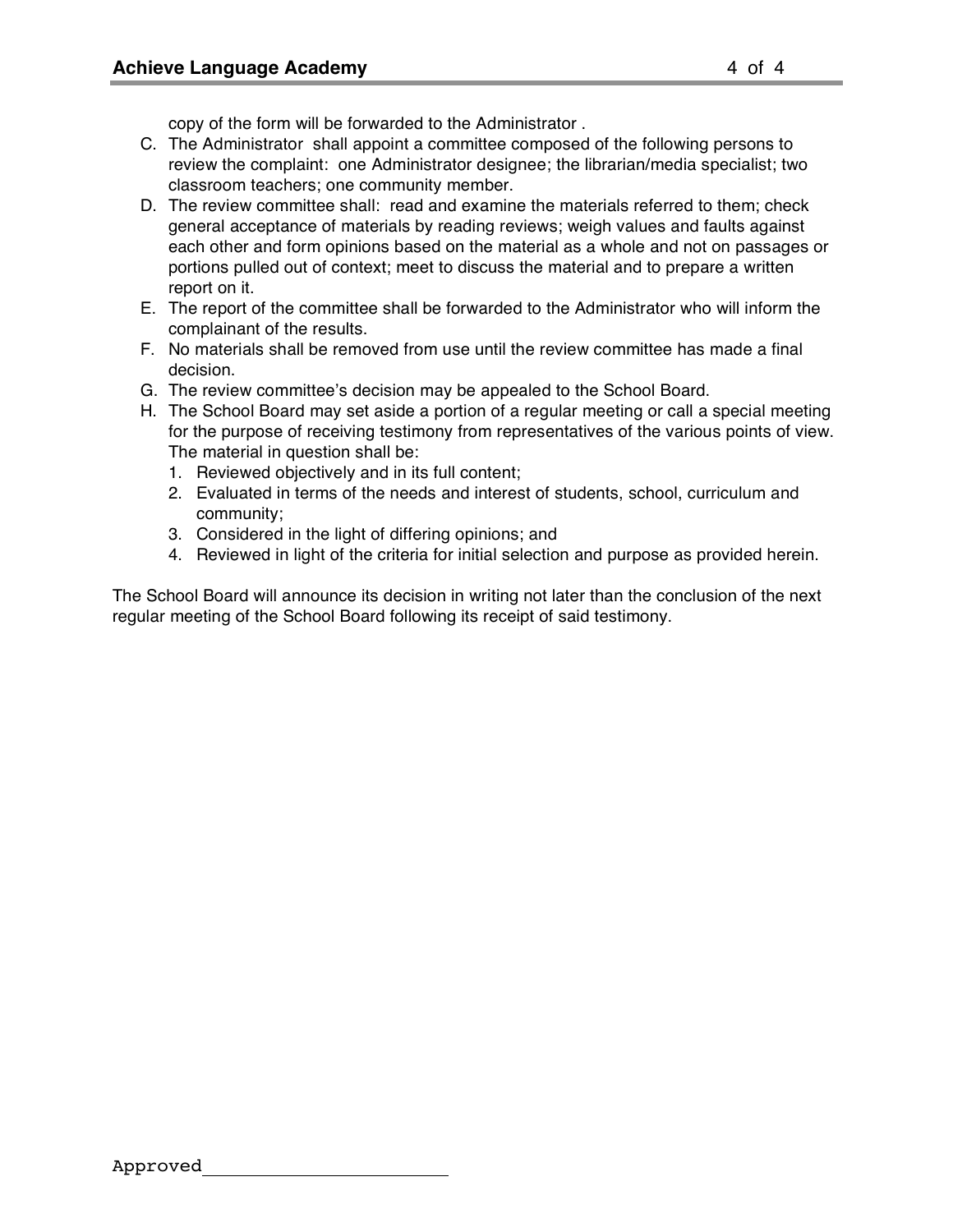copy of the form will be forwarded to the Administrator .

C. The Administrator shall appoint a committee composed of the following persons to review the complaint: one Administrator designee; the librarian/media specialist; two classroom teachers; one community member.
D. The review committee shall: read and examine the materials referred to them; check general acceptance of materials by reading reviews; weigh values and faults against each other and form opinions based on the material as a whole and not on passages or portions pulled out of context; meet to discuss the material and to prepare a written report on it.
E. The report of the committee shall be forwarded to the Administrator who will inform the complainant of the results.
F. No materials shall be removed from use until the review committee has made a final decision.
G. The review committee's decision may be appealed to the School Board.
H. The School Board may set aside a portion of a regular meeting or call a special meeting for the purpose of receiving testimony from representatives of the various points of view. The material in question shall be:
   1. Reviewed objectively and in its full content;
   2. Evaluated in terms of the needs and interest of students, school, curriculum and community;
   3. Considered in the light of differing opinions; and
   4. Reviewed in light of the criteria for initial selection and purpose as provided herein.

The School Board will announce its decision in writing not later than the conclusion of the next regular meeting of the School Board following its receipt of said testimony.

Approved\_\_\_\_\_\_\_\_\_\_\_\_\_\_\_\_\_\_\_\_\_\_\_\_